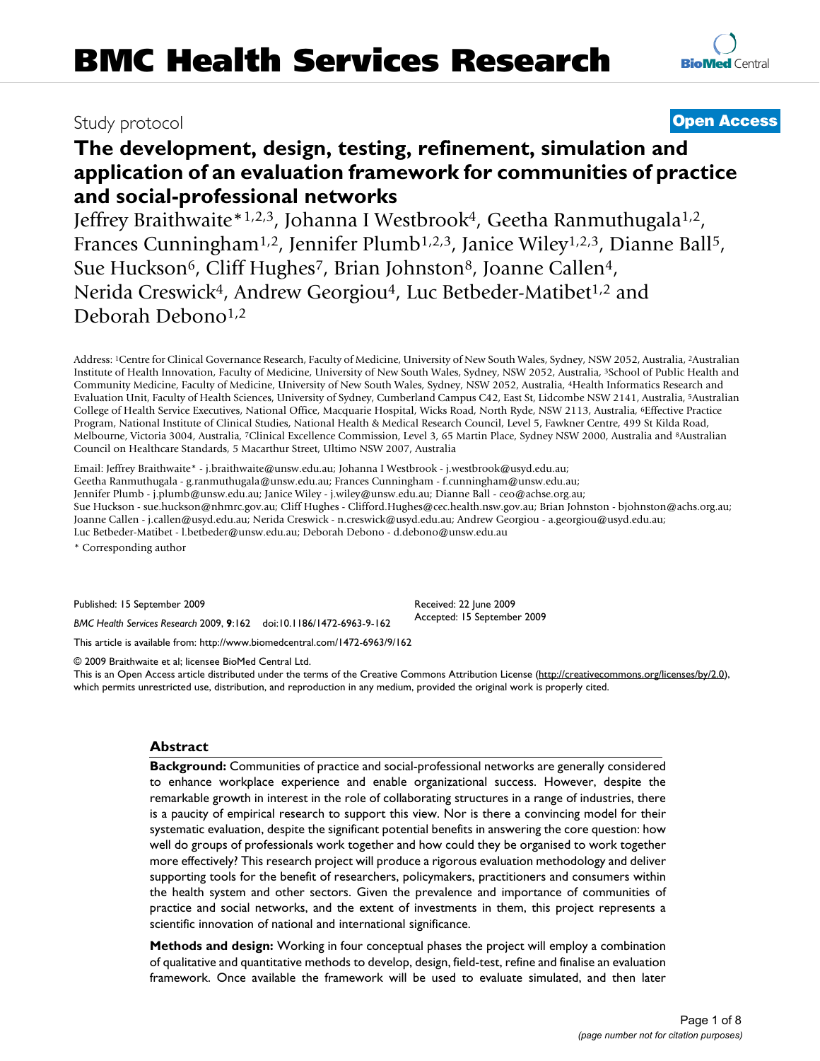# BMC Health Services Research

Study protocol

**Open Access**

# The development, design, testing, refinement, simulation and application of an evaluation framework for communities of practice and social-professional networks

Jeffrey Braithwaite*[1,2,3], Johanna I Westbrook[4], Geetha Ranmuthugala[1,2], Frances Cunningham[1,2], Jennifer Plumb[1,2,3], Janice Wiley[1,2,3], Dianne Ball[5], Sue Huckson[6], Cliff Hughes[7], Brian Johnston[8], Joanne Callen[4], Nerida Creswick[4], Andrew Georgiou[4], Luc Betbeder-Matibet[1,2] and Deborah Debono[1,2]

Address: [1]Centre for Clinical Governance Research, Faculty of Medicine, University of New South Wales, Sydney, NSW 2052, Australia, [2]Australian Institute of Health Innovation, Faculty of Medicine, University of New South Wales, Sydney, NSW 2052, Australia, [3]School of Public Health and Community Medicine, Faculty of Medicine, University of New South Wales, Sydney, NSW 2052, Australia, [4]Health Informatics Research and Evaluation Unit, Faculty of Health Sciences, University of Sydney, Cumberland Campus C42, East St, Lidcombe NSW 2141, Australia, [5]Australian College of Health Service Executives, National Office, Macquarie Hospital, Wicks Road, North Ryde, NSW 2113, Australia, [6]Effective Practice Program, National Institute of Clinical Studies, National Health & Medical Research Council, Level 5, Fawkner Centre, 499 St Kilda Road, Melbourne, Victoria 3004, Australia, [7]Clinical Excellence Commission, Level 3, 65 Martin Place, Sydney NSW 2000, Australia and [8]Australian Council on Healthcare Standards, 5 Macarthur Street, Ultimo NSW 2007, Australia

Email: Jeffrey Braithwaite* - j.braithwaite@unsw.edu.au; Johanna I Westbrook - j.westbrook@usyd.edu.au; Geetha Ranmuthugala - g.ranmuthugala@unsw.edu.au; Frances Cunningham - f.cunningham@unsw.edu.au; Jennifer Plumb - j.plumb@unsw.edu.au; Janice Wiley - j.wiley@unsw.edu.au; Dianne Ball - ceo@achse.org.au; Sue Huckson - sue.huckson@nhmrc.gov.au; Cliff Hughes - Clifford.Hughes@cec.health.nsw.gov.au; Brian Johnston - bjohnston@achs.org.au; Joanne Callen - j.callen@usyd.edu.au; Nerida Creswick - n.creswick@usyd.edu.au; Andrew Georgiou - a.georgiou@usyd.edu.au; Luc Betbeder-Matibet - l.betbeder@unsw.edu.au; Deborah Debono - d.debono@unsw.edu.au

\* Corresponding author

Published: 15 September 2009

*BMC Health Services Research* 2009, **9**:162 doi:10.1186/1472-6963-9-162

Received: 22 June 2009
Accepted: 15 September 2009

This article is available from: http://www.biomedcentral.com/1472-6963/9/162

© 2009 Braithwaite et al; licensee BioMed Central Ltd.
This is an Open Access article distributed under the terms of the Creative Commons Attribution License (http://creativecommons.org/licenses/by/2.0), which permits unrestricted use, distribution, and reproduction in any medium, provided the original work is properly cited.

## Abstract

**Background:** Communities of practice and social-professional networks are generally considered to enhance workplace experience and enable organizational success. However, despite the remarkable growth in interest in the role of collaborating structures in a range of industries, there is a paucity of empirical research to support this view. Nor is there a convincing model for their systematic evaluation, despite the significant potential benefits in answering the core question: how well do groups of professionals work together and how could they be organised to work together more effectively? This research project will produce a rigorous evaluation methodology and deliver supporting tools for the benefit of researchers, policymakers, practitioners and consumers within the health system and other sectors. Given the prevalence and importance of communities of practice and social networks, and the extent of investments in them, this project represents a scientific innovation of national and international significance.

**Methods and design:** Working in four conceptual phases the project will employ a combination of qualitative and quantitative methods to develop, design, field-test, refine and finalise an evaluation framework. Once available the framework will be used to evaluate simulated, and then later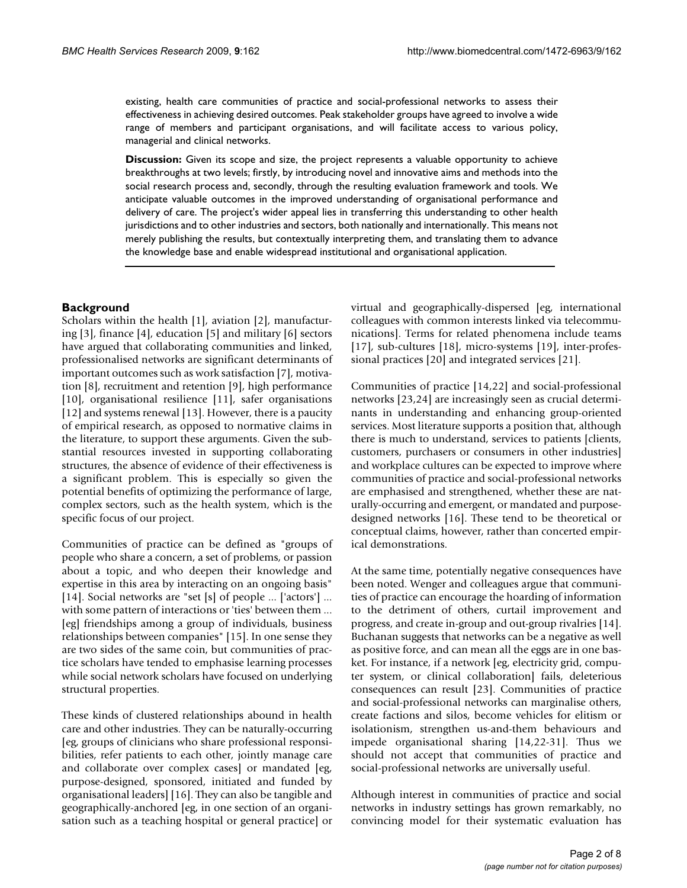existing, health care communities of practice and social-professional networks to assess their effectiveness in achieving desired outcomes. Peak stakeholder groups have agreed to involve a wide range of members and participant organisations, and will facilitate access to various policy, managerial and clinical networks.

**Discussion:** Given its scope and size, the project represents a valuable opportunity to achieve breakthroughs at two levels; firstly, by introducing novel and innovative aims and methods into the social research process and, secondly, through the resulting evaluation framework and tools. We anticipate valuable outcomes in the improved understanding of organisational performance and delivery of care. The project's wider appeal lies in transferring this understanding to other health jurisdictions and to other industries and sectors, both nationally and internationally. This means not merely publishing the results, but contextually interpreting them, and translating them to advance the knowledge base and enable widespread institutional and organisational application.

## Background

Scholars within the health [1], aviation [2], manufacturing [3], finance [4], education [5] and military [6] sectors have argued that collaborating communities and linked, professionalised networks are significant determinants of important outcomes such as work satisfaction [7], motivation [8], recruitment and retention [9], high performance [10], organisational resilience [11], safer organisations [12] and systems renewal [13]. However, there is a paucity of empirical research, as opposed to normative claims in the literature, to support these arguments. Given the substantial resources invested in supporting collaborating structures, the absence of evidence of their effectiveness is a significant problem. This is especially so given the potential benefits of optimizing the performance of large, complex sectors, such as the health system, which is the specific focus of our project.

Communities of practice can be defined as "groups of people who share a concern, a set of problems, or passion about a topic, and who deepen their knowledge and expertise in this area by interacting on an ongoing basis" [14]. Social networks are "set [s] of people ... ['actors'] ... with some pattern of interactions or 'ties' between them ... [eg] friendships among a group of individuals, business relationships between companies" [15]. In one sense they are two sides of the same coin, but communities of practice scholars have tended to emphasise learning processes while social network scholars have focused on underlying structural properties.

These kinds of clustered relationships abound in health care and other industries. They can be naturally-occurring [eg, groups of clinicians who share professional responsibilities, refer patients to each other, jointly manage care and collaborate over complex cases] or mandated [eg, purpose-designed, sponsored, initiated and funded by organisational leaders] [16]. They can also be tangible and geographically-anchored [eg, in one section of an organisation such as a teaching hospital or general practice] or virtual and geographically-dispersed [eg, international colleagues with common interests linked via telecommunications]. Terms for related phenomena include teams [17], sub-cultures [18], micro-systems [19], inter-professional practices [20] and integrated services [21].

Communities of practice [14,22] and social-professional networks [23,24] are increasingly seen as crucial determinants in understanding and enhancing group-oriented services. Most literature supports a position that, although there is much to understand, services to patients [clients, customers, purchasers or consumers in other industries] and workplace cultures can be expected to improve where communities of practice and social-professional networks are emphasised and strengthened, whether these are naturally-occurring and emergent, or mandated and purpose-designed networks [16]. These tend to be theoretical or conceptual claims, however, rather than concerted empirical demonstrations.

At the same time, potentially negative consequences have been noted. Wenger and colleagues argue that communities of practice can encourage the hoarding of information to the detriment of others, curtail improvement and progress, and create in-group and out-group rivalries [14]. Buchanan suggests that networks can be a negative as well as positive force, and can mean all the eggs are in one basket. For instance, if a network [eg, electricity grid, computer system, or clinical collaboration] fails, deleterious consequences can result [23]. Communities of practice and social-professional networks can marginalise others, create factions and silos, become vehicles for elitism or isolationism, strengthen us-and-them behaviours and impede organisational sharing [14,22-31]. Thus we should not accept that communities of practice and social-professional networks are universally useful.

Although interest in communities of practice and social networks in industry settings has grown remarkably, no convincing model for their systematic evaluation has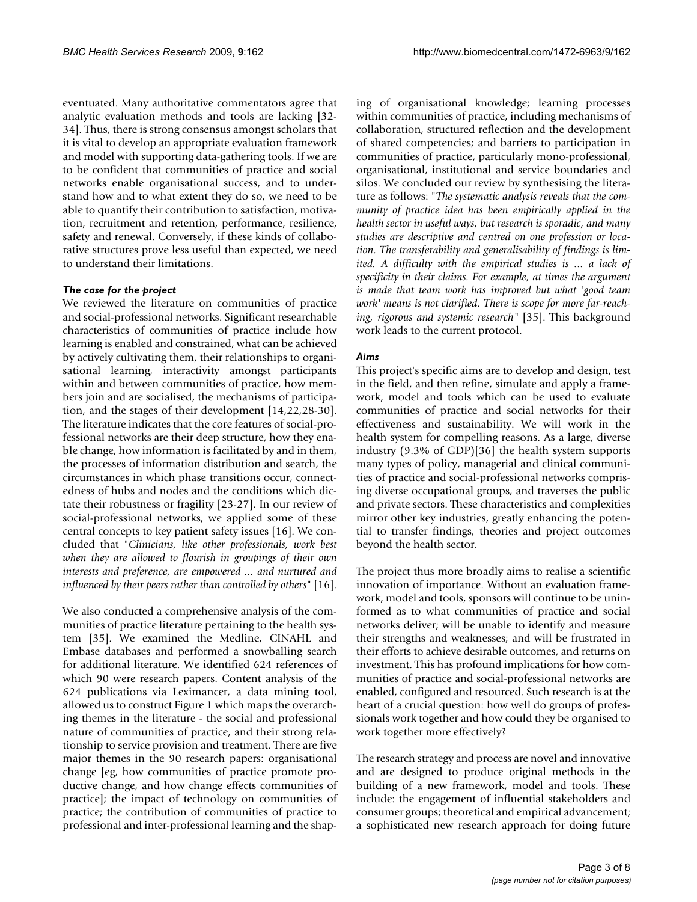eventuated. Many authoritative commentators agree that analytic evaluation methods and tools are lacking [32-34]. Thus, there is strong consensus amongst scholars that it is vital to develop an appropriate evaluation framework and model with supporting data-gathering tools. If we are to be confident that communities of practice and social networks enable organisational success, and to understand how and to what extent they do so, we need to be able to quantify their contribution to satisfaction, motivation, recruitment and retention, performance, resilience, safety and renewal. Conversely, if these kinds of collaborative structures prove less useful than expected, we need to understand their limitations.

### *The case for the project*

We reviewed the literature on communities of practice and social-professional networks. Significant researchable characteristics of communities of practice include how learning is enabled and constrained, what can be achieved by actively cultivating them, their relationships to organisational learning, interactivity amongst participants within and between communities of practice, how members join and are socialised, the mechanisms of participation, and the stages of their development [14,22,28-30]. The literature indicates that the core features of social-professional networks are their deep structure, how they enable change, how information is facilitated by and in them, the processes of information distribution and search, the circumstances in which phase transitions occur, connectedness of hubs and nodes and the conditions which dictate their robustness or fragility [23-27]. In our review of social-professional networks, we applied some of these central concepts to key patient safety issues [16]. We concluded that "*Clinicians, like other professionals, work best when they are allowed to flourish in groupings of their own interests and preference, are empowered ... and nurtured and influenced by their peers rather than controlled by others*" [16].

We also conducted a comprehensive analysis of the communities of practice literature pertaining to the health system [35]. We examined the Medline, CINAHL and Embase databases and performed a snowballing search for additional literature. We identified 624 references of which 90 were research papers. Content analysis of the 624 publications via Leximancer, a data mining tool, allowed us to construct Figure 1 which maps the overarching themes in the literature - the social and professional nature of communities of practice, and their strong relationship to service provision and treatment. There are five major themes in the 90 research papers: organisational change [eg, how communities of practice promote productive change, and how change effects communities of practice]; the impact of technology on communities of practice; the contribution of communities of practice to professional and inter-professional learning and the shaping of organisational knowledge; learning processes within communities of practice, including mechanisms of collaboration, structured reflection and the development of shared competencies; and barriers to participation in communities of practice, particularly mono-professional, organisational, institutional and service boundaries and silos. We concluded our review by synthesising the literature as follows: "*The systematic analysis reveals that the community of practice idea has been empirically applied in the health sector in useful ways, but research is sporadic, and many studies are descriptive and centred on one profession or location. The transferability and generalisability of findings is limited. A difficulty with the empirical studies is ... a lack of specificity in their claims. For example, at times the argument is made that team work has improved but what 'good team work' means is not clarified. There is scope for more far-reaching, rigorous and systemic research*" [35]. This background work leads to the current protocol.

### *Aims*

This project's specific aims are to develop and design, test in the field, and then refine, simulate and apply a framework, model and tools which can be used to evaluate communities of practice and social networks for their effectiveness and sustainability. We will work in the health system for compelling reasons. As a large, diverse industry (9.3% of GDP)[36] the health system supports many types of policy, managerial and clinical communities of practice and social-professional networks comprising diverse occupational groups, and traverses the public and private sectors. These characteristics and complexities mirror other key industries, greatly enhancing the potential to transfer findings, theories and project outcomes beyond the health sector.

The project thus more broadly aims to realise a scientific innovation of importance. Without an evaluation framework, model and tools, sponsors will continue to be uninformed as to what communities of practice and social networks deliver; will be unable to identify and measure their strengths and weaknesses; and will be frustrated in their efforts to achieve desirable outcomes, and returns on investment. This has profound implications for how communities of practice and social-professional networks are enabled, configured and resourced. Such research is at the heart of a crucial question: how well do groups of professionals work together and how could they be organised to work together more effectively?

The research strategy and process are novel and innovative and are designed to produce original methods in the building of a new framework, model and tools. These include: the engagement of influential stakeholders and consumer groups; theoretical and empirical advancement; a sophisticated new research approach for doing future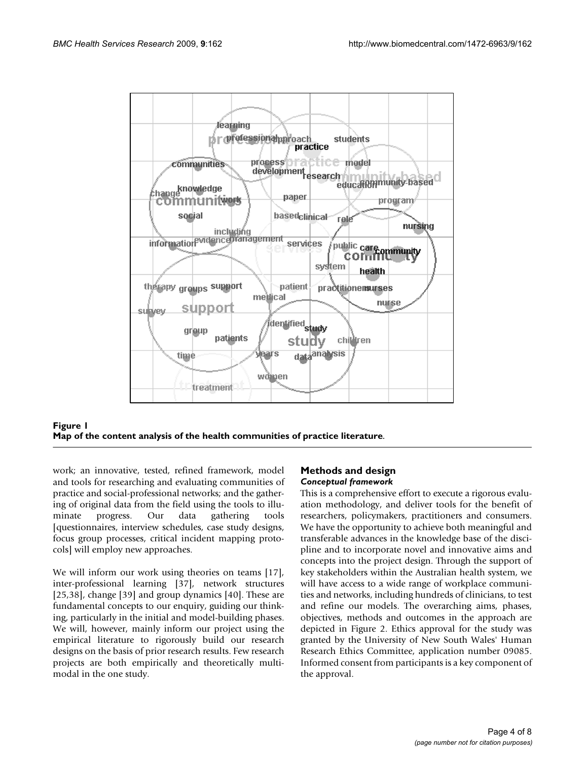**Figure 1**
**Map of the content analysis of the health communities of practice literature**.

work; an innovative, tested, refined framework, model and tools for researching and evaluating communities of practice and social-professional networks; and the gathering of original data from the field using the tools to illuminate progress. Our data gathering tools [questionnaires, interview schedules, case study designs, focus group processes, critical incident mapping protocols] will employ new approaches.

We will inform our work using theories on teams [17], inter-professional learning [37], network structures [25,38], change [39] and group dynamics [40]. These are fundamental concepts to our enquiry, guiding our thinking, particularly in the initial and model-building phases. We will, however, mainly inform our project using the empirical literature to rigorously build our research designs on the basis of prior research results. Few research projects are both empirically and theoretically multimodal in the one study.

## Methods and design

### *Conceptual framework*

This is a comprehensive effort to execute a rigorous evaluation methodology, and deliver tools for the benefit of researchers, policymakers, practitioners and consumers. We have the opportunity to achieve both meaningful and transferable advances in the knowledge base of the discipline and to incorporate novel and innovative aims and concepts into the project design. Through the support of key stakeholders within the Australian health system, we will have access to a wide range of workplace communities and networks, including hundreds of clinicians, to test and refine our models. The overarching aims, phases, objectives, methods and outcomes in the approach are depicted in Figure 2. Ethics approval for the study was granted by the University of New South Wales' Human Research Ethics Committee, application number 09085. Informed consent from participants is a key component of the approval.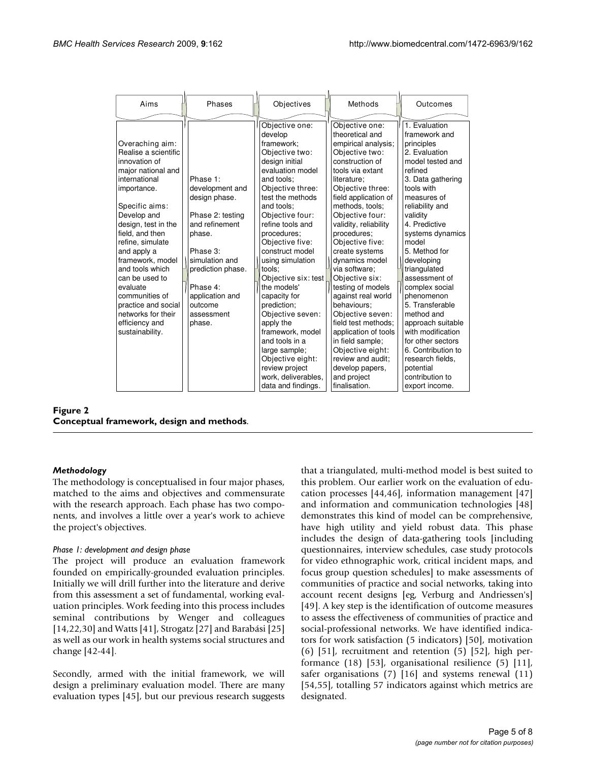| Aims | Phases | Objectives | Methods | Outcomes |
|---|---|---|---|---|
| Overaching aim: Realise a scientific innovation of major national and international importance. Specific aims: Develop and design, test in the field, and then refine, simulate and apply a framework, model and tools which can be used to evaluate communities of practice and social networks for their efficiency and sustainability. | Phase 1: development and design phase. Phase 2: testing and refinement phase. Phase 3: simulation and prediction phase. Phase 4: application and outcome assessment phase. | Objective one: develop framework; Objective two: design initial evaluation model and tools; Objective three: test the methods and tools; Objective four: refine tools and procedures; Objective five: construct model using simulation tools; Objective six: test the models' capacity for prediction; Objective seven: apply the framework, model and tools in a large sample; Objective eight: review project work, deliverables, data and findings. | Objective one: theoretical and empirical analysis; Objective two: construction of tools via extant literature; Objective three: field application of methods, tools; Objective four: validity, reliability procedures; Objective five: create systems dynamics model via software; Objective six: testing of models against real world behaviours; Objective seven: field test methods; application of tools in field sample; Objective eight: review and audit; develop papers, and project finalisation. | 1. Evaluation framework and principles 2. Evaluation model tested and refined 3. Data gathering tools with measures of reliability and validity 4. Predictive systems dynamics model 5. Method for developing triangulated assessment of complex social phenomenon 5. Transferable method and approach suitable with modification for other sectors 6. Contribution to research fields, potential contribution to export income. |

**Figure 2**
**Conceptual framework, design and methods**.

### *Methodology*

The methodology is conceptualised in four major phases, matched to the aims and objectives and commensurate with the research approach. Each phase has two components, and involves a little over a year's work to achieve the project's objectives.

#### *Phase 1: development and design phase*

The project will produce an evaluation framework founded on empirically-grounded evaluation principles. Initially we will drill further into the literature and derive from this assessment a set of fundamental, working evaluation principles. Work feeding into this process includes seminal contributions by Wenger and colleagues [14,22,30] and Watts [41], Strogatz [27] and Barabási [25] as well as our work in health systems social structures and change [42-44].

Secondly, armed with the initial framework, we will design a preliminary evaluation model. There are many evaluation types [45], but our previous research suggests that a triangulated, multi-method model is best suited to this problem. Our earlier work on the evaluation of education processes [44,46], information management [47] and information and communication technologies [48] demonstrates this kind of model can be comprehensive, have high utility and yield robust data. This phase includes the design of data-gathering tools [including questionnaires, interview schedules, case study protocols for video ethnographic work, critical incident maps, and focus group question schedules] to make assessments of communities of practice and social networks, taking into account recent designs [eg, Verburg and Andriessen's] [49]. A key step is the identification of outcome measures to assess the effectiveness of communities of practice and social-professional networks. We have identified indicators for work satisfaction (5 indicators) [50], motivation (6) [51], recruitment and retention (5) [52], high performance (18) [53], organisational resilience (5) [11], safer organisations (7) [16] and systems renewal (11) [54,55], totalling 57 indicators against which metrics are designated.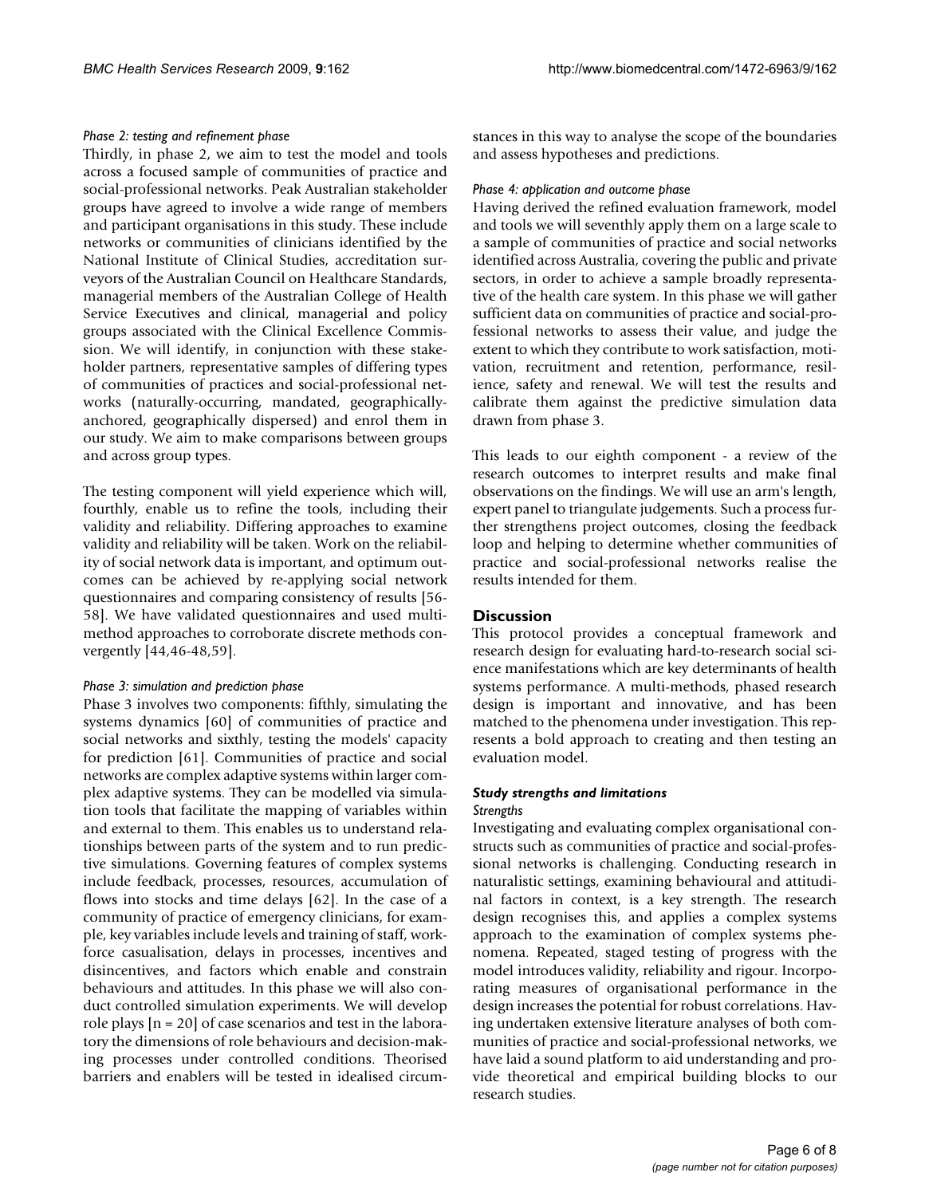#### *Phase 2: testing and refinement phase*

Thirdly, in phase 2, we aim to test the model and tools across a focused sample of communities of practice and social-professional networks. Peak Australian stakeholder groups have agreed to involve a wide range of members and participant organisations in this study. These include networks or communities of clinicians identified by the National Institute of Clinical Studies, accreditation surveyors of the Australian Council on Healthcare Standards, managerial members of the Australian College of Health Service Executives and clinical, managerial and policy groups associated with the Clinical Excellence Commission. We will identify, in conjunction with these stakeholder partners, representative samples of differing types of communities of practices and social-professional networks (naturally-occurring, mandated, geographically-anchored, geographically dispersed) and enrol them in our study. We aim to make comparisons between groups and across group types.

The testing component will yield experience which will, fourthly, enable us to refine the tools, including their validity and reliability. Differing approaches to examine validity and reliability will be taken. Work on the reliability of social network data is important, and optimum outcomes can be achieved by re-applying social network questionnaires and comparing consistency of results [56-58]. We have validated questionnaires and used multi-method approaches to corroborate discrete methods convergently [44,46-48,59].

#### *Phase 3: simulation and prediction phase*

Phase 3 involves two components: fifthly, simulating the systems dynamics [60] of communities of practice and social networks and sixthly, testing the models' capacity for prediction [61]. Communities of practice and social networks are complex adaptive systems within larger complex adaptive systems. They can be modelled via simulation tools that facilitate the mapping of variables within and external to them. This enables us to understand relationships between parts of the system and to run predictive simulations. Governing features of complex systems include feedback, processes, resources, accumulation of flows into stocks and time delays [62]. In the case of a community of practice of emergency clinicians, for example, key variables include levels and training of staff, workforce casualisation, delays in processes, incentives and disincentives, and factors which enable and constrain behaviours and attitudes. In this phase we will also conduct controlled simulation experiments. We will develop role plays [n = 20] of case scenarios and test in the laboratory the dimensions of role behaviours and decision-making processes under controlled conditions. Theorised barriers and enablers will be tested in idealised circumstances in this way to analyse the scope of the boundaries and assess hypotheses and predictions.

#### *Phase 4: application and outcome phase*

Having derived the refined evaluation framework, model and tools we will seventhly apply them on a large scale to a sample of communities of practice and social networks identified across Australia, covering the public and private sectors, in order to achieve a sample broadly representative of the health care system. In this phase we will gather sufficient data on communities of practice and social-professional networks to assess their value, and judge the extent to which they contribute to work satisfaction, motivation, recruitment and retention, performance, resilience, safety and renewal. We will test the results and calibrate them against the predictive simulation data drawn from phase 3.

This leads to our eighth component - a review of the research outcomes to interpret results and make final observations on the findings. We will use an arm's length, expert panel to triangulate judgements. Such a process further strengthens project outcomes, closing the feedback loop and helping to determine whether communities of practice and social-professional networks realise the results intended for them.

## Discussion

This protocol provides a conceptual framework and research design for evaluating hard-to-research social science manifestations which are key determinants of health systems performance. A multi-methods, phased research design is important and innovative, and has been matched to the phenomena under investigation. This represents a bold approach to creating and then testing an evaluation model.

### *Study strengths and limitations*

#### *Strengths*

Investigating and evaluating complex organisational constructs such as communities of practice and social-professional networks is challenging. Conducting research in naturalistic settings, examining behavioural and attitudinal factors in context, is a key strength. The research design recognises this, and applies a complex systems approach to the examination of complex systems phenomena. Repeated, staged testing of progress with the model introduces validity, reliability and rigour. Incorporating measures of organisational performance in the design increases the potential for robust correlations. Having undertaken extensive literature analyses of both communities of practice and social-professional networks, we have laid a sound platform to aid understanding and provide theoretical and empirical building blocks to our research studies.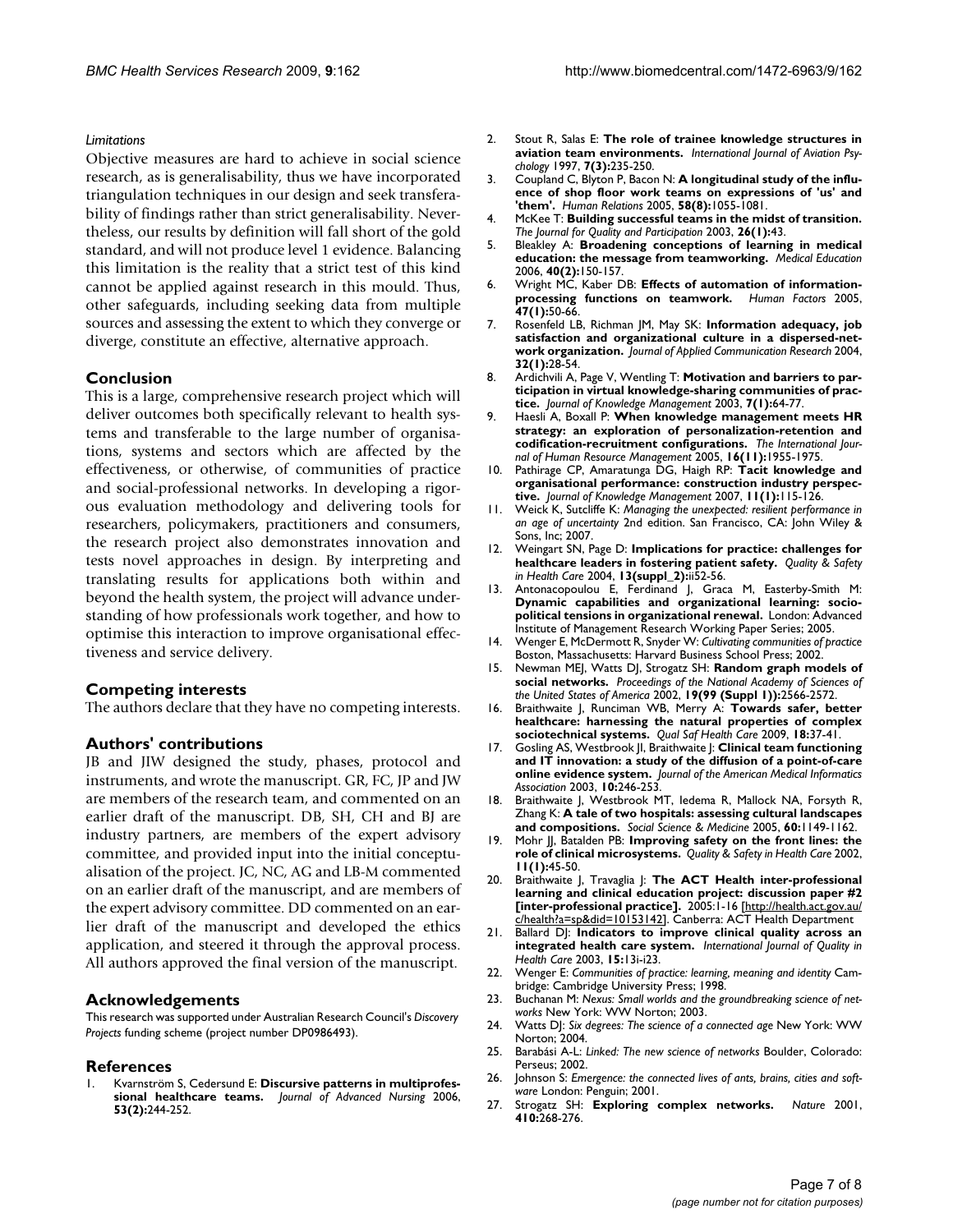*Limitations*

Objective measures are hard to achieve in social science research, as is generalisability, thus we have incorporated triangulation techniques in our design and seek transferability of findings rather than strict generalisability. Nevertheless, our results by definition will fall short of the gold standard, and will not produce level 1 evidence. Balancing this limitation is the reality that a strict test of this kind cannot be applied against research in this mould. Thus, other safeguards, including seeking data from multiple sources and assessing the extent to which they converge or diverge, constitute an effective, alternative approach.

## Conclusion

This is a large, comprehensive research project which will deliver outcomes both specifically relevant to health systems and transferable to the large number of organisations, systems and sectors which are affected by the effectiveness, or otherwise, of communities of practice and social-professional networks. In developing a rigorous evaluation methodology and delivering tools for researchers, policymakers, practitioners and consumers, the research project also demonstrates innovation and tests novel approaches in design. By interpreting and translating results for applications both within and beyond the health system, the project will advance understanding of how professionals work together, and how to optimise this interaction to improve organisational effectiveness and service delivery.

## Competing interests

The authors declare that they have no competing interests.

## Authors' contributions

JB and JIW designed the study, phases, protocol and instruments, and wrote the manuscript. GR, FC, JP and JW are members of the research team, and commented on an earlier draft of the manuscript. DB, SH, CH and BJ are industry partners, are members of the expert advisory committee, and provided input into the initial conceptualisation of the project. JC, NC, AG and LB-M commented on an earlier draft of the manuscript, and are members of the expert advisory committee. DD commented on an earlier draft of the manuscript and developed the ethics application, and steered it through the approval process. All authors approved the final version of the manuscript.

## Acknowledgements

This research was supported under Australian Research Council's *Discovery Projects* funding scheme (project number DP0986493).

## References

1. Kvarnström S, Cedersund E: **Discursive patterns in multiprofessional healthcare teams.** *Journal of Advanced Nursing* 2006, **53(2):**244-252.
2. Stout R, Salas E: **The role of trainee knowledge structures in aviation team environments.** *International Journal of Aviation Psychology* 1997, **7(3):**235-250.
3. Coupland C, Blyton P, Bacon N: **A longitudinal study of the influence of shop floor work teams on expressions of 'us' and 'them'.** *Human Relations* 2005, **58(8):**1055-1081.
4. McKee T: **Building successful teams in the midst of transition.** *The Journal for Quality and Participation* 2003, **26(1):**43.
5. Bleakley A: **Broadening conceptions of learning in medical education: the message from teamworking.** *Medical Education* 2006, **40(2):**150-157.
6. Wright MC, Kaber DB: **Effects of automation of information-processing functions on teamwork.** *Human Factors* 2005, **47(1):**50-66.
7. Rosenfeld LB, Richman JM, May SK: **Information adequacy, job satisfaction and organizational culture in a dispersed-network organization.** *Journal of Applied Communication Research* 2004, **32(1):**28-54.
8. Ardichvili A, Page V, Wentling T: **Motivation and barriers to participation in virtual knowledge-sharing communities of practice.** *Journal of Knowledge Management* 2003, **7(1):**64-77.
9. Haesli A, Boxall P: **When knowledge management meets HR strategy: an exploration of personalization-retention and codification-recruitment configurations.** *The International Journal of Human Resource Management* 2005, **16(11):**1955-1975.
10. Pathirage CP, Amaratunga DG, Haigh RP: **Tacit knowledge and organisational performance: construction industry perspective.** *Journal of Knowledge Management* 2007, **11(1):**115-126.
11. Weick K, Sutcliffe K: *Managing the unexpected: resilient performance in an age of uncertainty* 2nd edition. San Francisco, CA: John Wiley & Sons, Inc; 2007.
12. Weingart SN, Page D: **Implications for practice: challenges for healthcare leaders in fostering patient safety.** *Quality & Safety in Health Care* 2004, **13(suppl_2):**ii52-56.
13. Antonacopoulou E, Ferdinand J, Graca M, Easterby-Smith M: **Dynamic capabilities and organizational learning: socio-political tensions in organizational renewal.** London: Advanced Institute of Management Research Working Paper Series; 2005.
14. Wenger E, McDermott R, Snyder W: *Cultivating communities of practice* Boston, Massachusetts: Harvard Business School Press; 2002.
15. Newman MEJ, Watts DJ, Strogatz SH: **Random graph models of social networks.** *Proceedings of the National Academy of Sciences of the United States of America* 2002, **19(99 (Suppl 1)):**2566-2572.
16. Braithwaite J, Runciman WB, Merry A: **Towards safer, better healthcare: harnessing the natural properties of complex sociotechnical systems.** *Qual Saf Health Care* 2009, **18:**37-41.
17. Gosling AS, Westbrook JI, Braithwaite J: **Clinical team functioning and IT innovation: a study of the diffusion of a point-of-care online evidence system.** *Journal of the American Medical Informatics Association* 2003, **10:**246-253.
18. Braithwaite J, Westbrook MT, Iedema R, Mallock NA, Forsyth R, Zhang K: **A tale of two hospitals: assessing cultural landscapes and compositions.** *Social Science & Medicine* 2005, **60:**1149-1162.
19. Mohr JJ, Batalden PB: **Improving safety on the front lines: the role of clinical microsystems.** *Quality & Safety in Health Care* 2002, **11(1):**45-50.
20. Braithwaite J, Travaglia J: **The ACT Health inter-professional learning and clinical education project: discussion paper #2 [inter-professional practice].** 2005:1-16 [http://health.act.gov.au/c/health?a=sp&did=10153142]. Canberra: ACT Health Department
21. Ballard DJ: **Indicators to improve clinical quality across an integrated health care system.** *International Journal of Quality in Health Care* 2003, **15:**13i-i23.
22. Wenger E: *Communities of practice: learning, meaning and identity* Cambridge: Cambridge University Press; 1998.
23. Buchanan M: *Nexus: Small worlds and the groundbreaking science of networks* New York: WW Norton; 2003.
24. Watts DJ: *Six degrees: The science of a connected age* New York: WW Norton; 2004.
25. Barabási A-L: *Linked: The new science of networks* Boulder, Colorado: Perseus; 2002.
26. Johnson S: *Emergence: the connected lives of ants, brains, cities and software* London: Penguin; 2001.
27. Strogatz SH: **Exploring complex networks.** *Nature* 2001, **410:**268-276.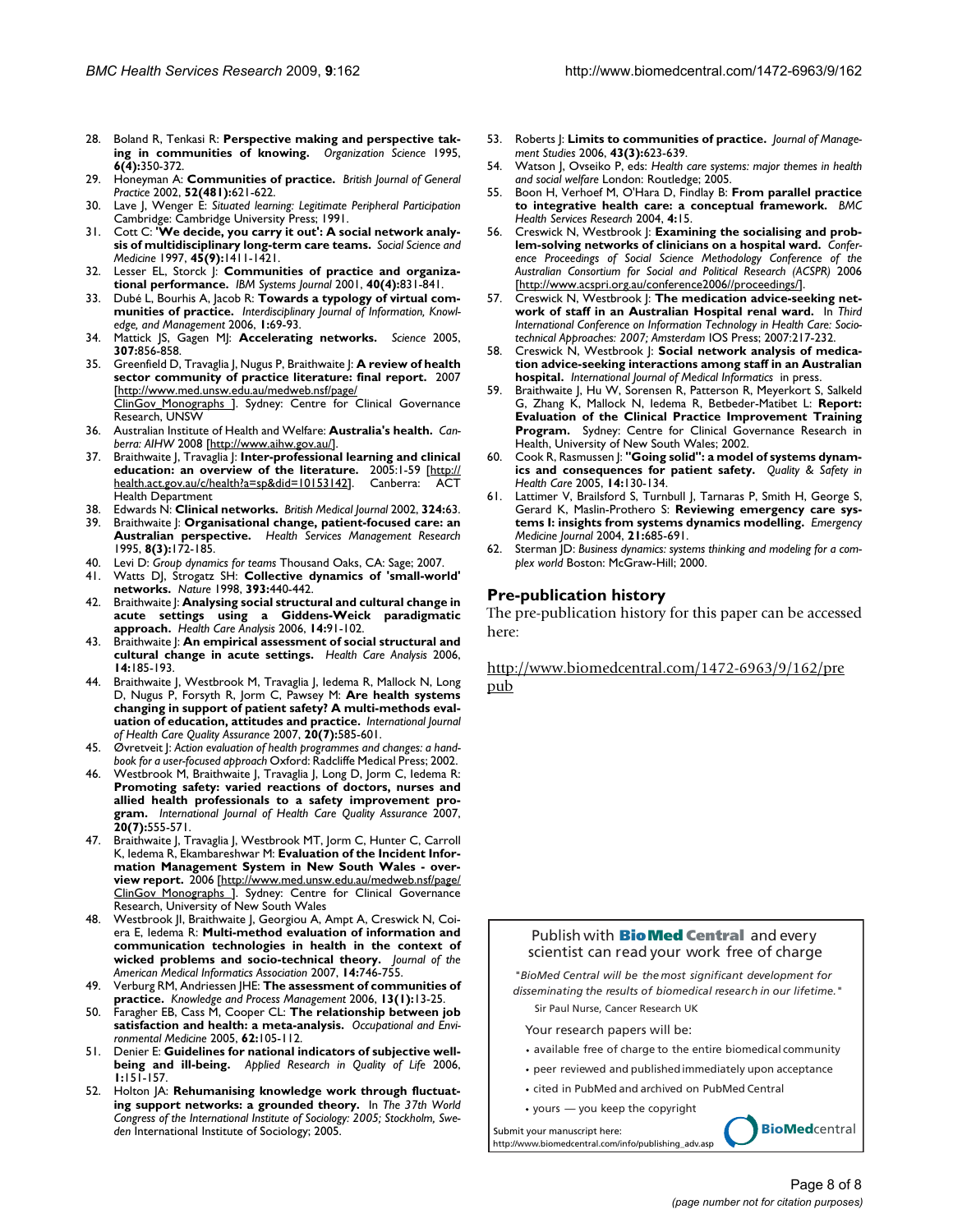28. Boland R, Tenkasi R: **Perspective making and perspective taking in communities of knowing.** *Organization Science* 1995, **6(4):**350-372.
29. Honeyman A: **Communities of practice.** *British Journal of General Practice* 2002, **52(481):**621-622.
30. Lave J, Wenger E: *Situated learning: Legitimate Peripheral Participation* Cambridge: Cambridge University Press; 1991.
31. Cott C: **'We decide, you carry it out': A social network analysis of multidisciplinary long-term care teams.** *Social Science and Medicine* 1997, **45(9):**1411-1421.
32. Lesser EL, Storck J: **Communities of practice and organizational performance.** *IBM Systems Journal* 2001, **40(4):**831-841.
33. Dubé L, Bourhis A, Jacob R: **Towards a typology of virtual communities of practice.** *Interdisciplinary Journal of Information, Knowledge, and Management* 2006, **1:**69-93.
34. Mattick JS, Gagen MJ: **Accelerating networks.** *Science* 2005, **307:**856-858.
35. Greenfield D, Travaglia J, Nugus P, Braithwaite J: **A review of health sector community of practice literature: final report.** 2007 [http://www.med.unsw.edu.au/medweb.nsf/page/ClinGov_Monographs ]. Sydney: Centre for Clinical Governance Research, UNSW
36. Australian Institute of Health and Welfare: **Australia's health.** *Canberra: AIHW* 2008 [http://www.aihw.gov.au/].
37. Braithwaite J, Travaglia J: **Inter-professional learning and clinical education: an overview of the literature.** 2005:1-59 [http://health.act.gov.au/c/health?a=sp&did=10153142]. Canberra: ACT Health Department
38. Edwards N: **Clinical networks.** *British Medical Journal* 2002, **324:**63.
39. Braithwaite J: **Organisational change, patient-focused care: an Australian perspective.** *Health Services Management Research* 1995, **8(3):**172-185.
40. Levi D: *Group dynamics for teams* Thousand Oaks, CA: Sage; 2007.
41. Watts DJ, Strogatz SH: **Collective dynamics of 'small-world' networks.** *Nature* 1998, **393:**440-442.
42. Braithwaite J: **Analysing social structural and cultural change in acute settings using a Giddens-Weick paradigmatic approach.** *Health Care Analysis* 2006, **14:**91-102.
43. Braithwaite J: **An empirical assessment of social structural and cultural change in acute settings.** *Health Care Analysis* 2006, **14:**185-193.
44. Braithwaite J, Westbrook M, Travaglia J, Iedema R, Mallock N, Long D, Nugus P, Forsyth R, Jorm C, Pawsey M: **Are health systems changing in support of patient safety? A multi-methods evaluation of education, attitudes and practice.** *International Journal of Health Care Quality Assurance* 2007, **20(7):**585-601.
45. Øvretveit J: *Action evaluation of health programmes and changes: a handbook for a user-focused approach* Oxford: Radcliffe Medical Press; 2002.
46. Westbrook M, Braithwaite J, Travaglia J, Long D, Jorm C, Iedema R: **Promoting safety: varied reactions of doctors, nurses and allied health professionals to a safety improvement program.** *International Journal of Health Care Quality Assurance* 2007, **20(7):**555-571.
47. Braithwaite J, Travaglia J, Westbrook MT, Jorm C, Hunter C, Carroll K, Iedema R, Ekambareshwar M: **Evaluation of the Incident Information Management System in New South Wales - overview report.** 2006 [http://www.med.unsw.edu.au/medweb.nsf/page/ClinGov_Monographs ]. Sydney: Centre for Clinical Governance Research, University of New South Wales
48. Westbrook JI, Braithwaite J, Georgiou A, Ampt A, Creswick N, Coiera E, Iedema R: **Multi-method evaluation of information and communication technologies in health in the context of wicked problems and socio-technical theory.** *Journal of the American Medical Informatics Association* 2007, **14:**746-755.
49. Verburg RM, Andriessen JHE: **The assessment of communities of practice.** *Knowledge and Process Management* 2006, **13(1):**13-25.
50. Faragher EB, Cass M, Cooper CL: **The relationship between job satisfaction and health: a meta-analysis.** *Occupational and Environmental Medicine* 2005, **62:**105-112.
51. Denier E: **Guidelines for national indicators of subjective well-being and ill-being.** *Applied Research in Quality of Life* 2006, **1:**151-157.
52. Holton JA: **Rehumanising knowledge work through fluctuating support networks: a grounded theory.** In *The 37th World Congress of the International Institute of Sociology: 2005; Stockholm, Sweden* International Institute of Sociology; 2005.
53. Roberts J: **Limits to communities of practice.** *Journal of Management Studies* 2006, **43(3):**623-639.
54. Watson J, Ovseiko P, eds: *Health care systems: major themes in health and social welfare* London: Routledge; 2005.
55. Boon H, Verhoef M, O'Hara D, Findlay B: **From parallel practice to integrative health care: a conceptual framework.** *BMC Health Services Research* 2004, **4:**15.
56. Creswick N, Westbrook J: **Examining the socialising and problem-solving networks of clinicians on a hospital ward.** *Conference Proceedings of Social Science Methodology Conference of the Australian Consortium for Social and Political Research (ACSPR)* 2006 [http://www.acspri.org.au/conference2006//proceedings/].
57. Creswick N, Westbrook J: **The medication advice-seeking network of staff in an Australian Hospital renal ward.** In *Third International Conference on Information Technology in Health Care: Socio-technical Approaches: 2007; Amsterdam* IOS Press; 2007:217-232.
58. Creswick N, Westbrook J: **Social network analysis of medication advice-seeking interactions among staff in an Australian hospital.** *International Journal of Medical Informatics* in press.
59. Braithwaite J, Hu W, Sorensen R, Patterson R, Meyerkort S, Salkeld G, Zhang K, Mallock N, Iedema R, Betbeder-Matibet L: **Report: Evaluation of the Clinical Practice Improvement Training Program.** Sydney: Centre for Clinical Governance Research in Health, University of New South Wales; 2002.
60. Cook R, Rasmussen J: **"Going solid": a model of systems dynamics and consequences for patient safety.** *Quality & Safety in Health Care* 2005, **14:**130-134.
61. Lattimer V, Brailsford S, Turnbull J, Tarnaras P, Smith H, George S, Gerard K, Maslin-Prothero S: **Reviewing emergency care systems I: insights from systems dynamics modelling.** *Emergency Medicine Journal* 2004, **21:**685-691.
62. Sterman JD: *Business dynamics: systems thinking and modeling for a complex world* Boston: McGraw-Hill; 2000.

## Pre-publication history

The pre-publication history for this paper can be accessed here:

http://www.biomedcentral.com/1472-6963/9/162/prepub

Publish with **BioMed Central** and every scientist can read your work free of charge

*"BioMed Central will be the most significant development for disseminating the results of biomedical research in our lifetime."*

Sir Paul Nurse, Cancer Research UK

Your research papers will be:

- available free of charge to the entire biomedical community
- peer reviewed and published immediately upon acceptance
- cited in PubMed and archived on PubMed Central
- yours — you keep the copyright

Submit your manuscript here:
http://www.biomedcentral.com/info/publishing_adv.asp

BioMedcentral